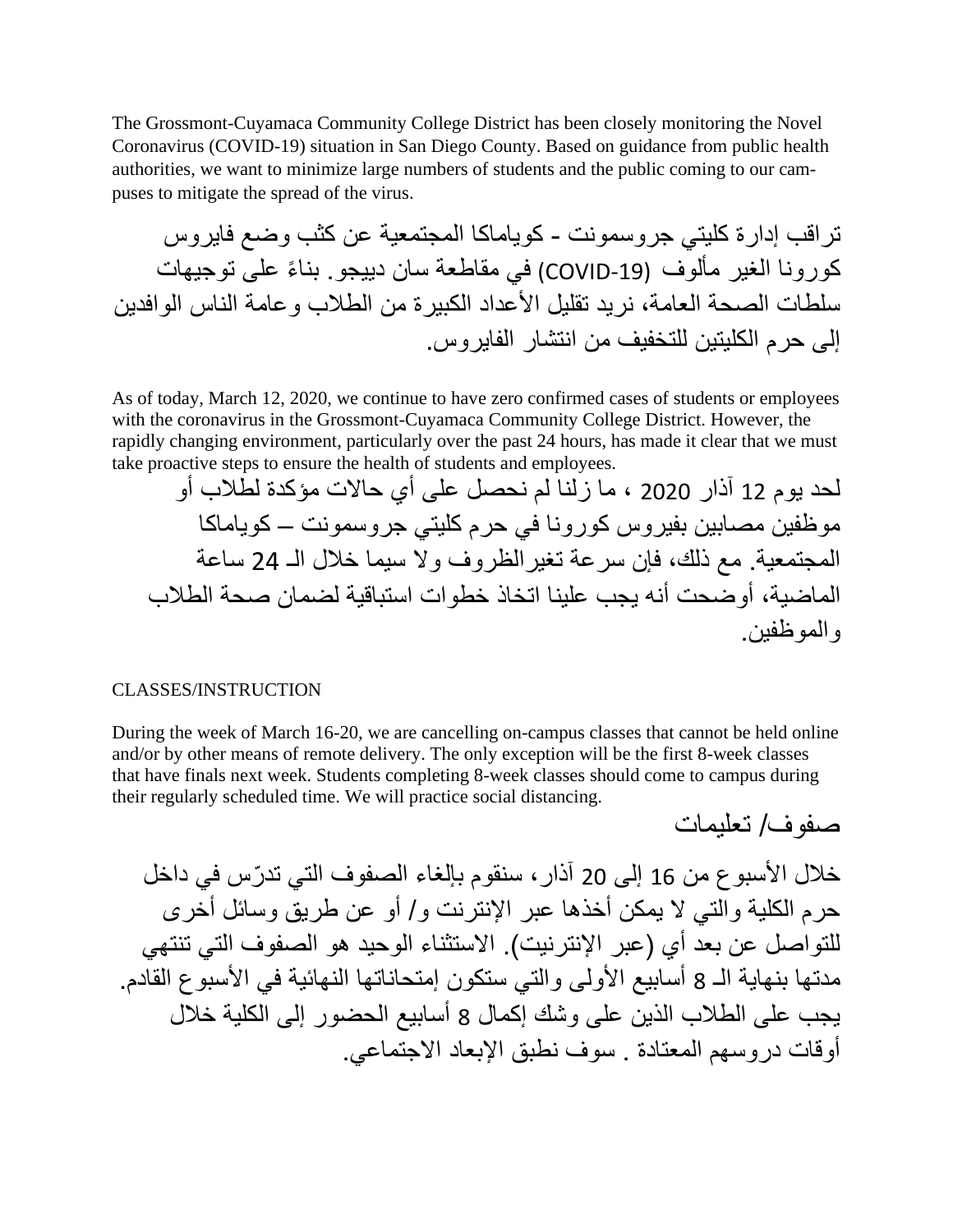The Grossmont-Cuyamaca Community College District has been closely monitoring the Novel Coronavirus (COVID-19) situation in San Diego County. Based on guidance from public health authorities, we want to minimize large numbers of students and the public coming to our campuses to mitigate the spread of the virus.

تراقب إدارة كليتي جروسمونت - كوياماكا المجتمعية عن كثب وضع فايروس كورونا الغير مألوف (COVID-19) في مقاطعة سان دييجو. بناءً على توجيهات سلطات الصحة العامة، نريد تقليل الأعداد الكبيرة من الطلاب وعامة الناس الوافدين إلى حرم الكليتين للتخفيف من انتشار الفايروس.

As of today, March 12, 2020, we continue to have zero confirmed cases of students or employees with the coronavirus in the Grossmont-Cuyamaca Community College District. However, the rapidly changing environment, particularly over the past 24 hours, has made it clear that we must take proactive steps to ensure the health of students and employees.

لحد يوم 12 آذار 2020 ، ما زلنا لم نحصل على أي حالات مؤكدة لطلاب أو موظفين مصابين بفيروس كورونا في حرم كليتي جروسمونت – كوياماكا المجتمعية. مع ذلك، فإن سرعة تغيرالظروف ولا سيما خلال الـ 24 ساعة الماضية، أوضحت أنه يجب علينا اتخاذ خطوات استباقية لضمان صحة الطلاب والموظفين.

CLASSES/INSTRUCTION

During the week of March 16-20, we are cancelling on-campus classes that cannot be held online and/or by other means of remote delivery. The only exception will be the first 8-week classes that have finals next week. Students completing 8-week classes should come to campus during their regularly scheduled time. We will practice social distancing.

صفوف/ تعليمات

خلال الأسبوع من 16 إلى 20 آذار، سنقوم بإلغاء الصفوف التي تدرّس في داخل حرم الكلية والتي لا يمكن أخذها عبر الإنترنت و/ أو عن طريق وسائل أخرى للتواصل عن بعد أي (عبر الإنترنيت). الاستثناء الوحيد هو الصفوف التي تنتهي مدتها بنهاية الـ 8 أسابيع الأولى والتي ستكون إمتحاناتها النهائية في الأسبوع القادم. يجب على الطلاب الذين على وشك إكمال 8 أسابيع الحضور إلى الكلية خلال أوقات دروسهم المعتادة . سوف نطبق الإبعاد الاجتماعي.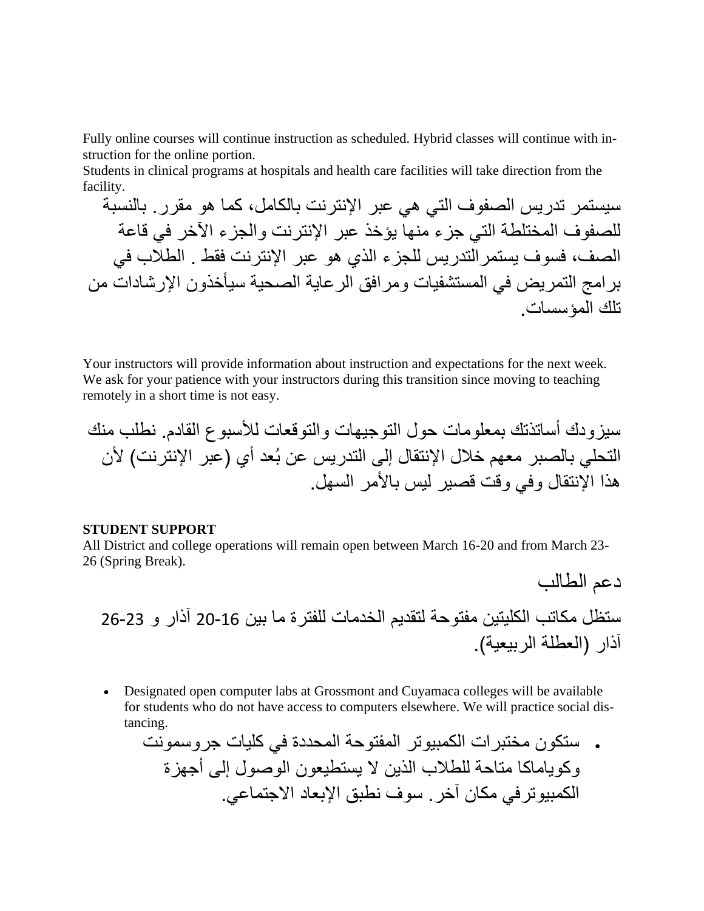Fully online courses will continue instruction as scheduled. Hybrid classes will continue with instruction for the online portion.
Students in clinical programs at hospitals and health care facilities will take direction from the facility.

سيستمر تدريس الصفوف التي هي عبر الإنترنت بالكامل، كما هو مقرر. بالنسبة للصفوف المختلطة التي جزء منها يؤخذ عبر الإنترنت والجزء الآخر في قاعة الصف، فسوف يستمرالتدريس للجزء الذي هو عبر الإنترنت فقط . الطلاب في برامج التمريض في المستشفيات ومرافق الرعاية الصحية سيأخذون الإرشادات من تلك المؤسسات.

Your instructors will provide information about instruction and expectations for the next week. We ask for your patience with your instructors during this transition since moving to teaching remotely in a short time is not easy.

سيزودك أساتذتك بمعلومات حول التوجيهات والتوقعات للأسبوع القادم. نطلب منك التحلي بالصبر معهم خلال الإنتقال إلى التدريس عن بُعد أي (عبر الإنترنت) لأن هذا الإنتقال وفي وقت قصير ليس بالأمر السهل.

**STUDENT SUPPORT**

All District and college operations will remain open between March 16-20 and from March 23-26 (Spring Break).

دعم الطالب

ستظل مكاتب الكليتين مفتوحة لتقديم الخدمات للفترة ما بين 16-20 آذار و 23-26 آذار (العطلة الربيعية).

- Designated open computer labs at Grossmont and Cuyamaca colleges will be available for students who do not have access to computers elsewhere. We will practice social distancing.
    - ستكون مختبرات الكمبيوتر المفتوحة المحددة في كليات جروسمونت وكوياماكا متاحة للطلاب الذين لا يستطيعون الوصول إلى أجهزة الكمبيوترفي مكان آخر. سوف نطبق الإبعاد الاجتماعي.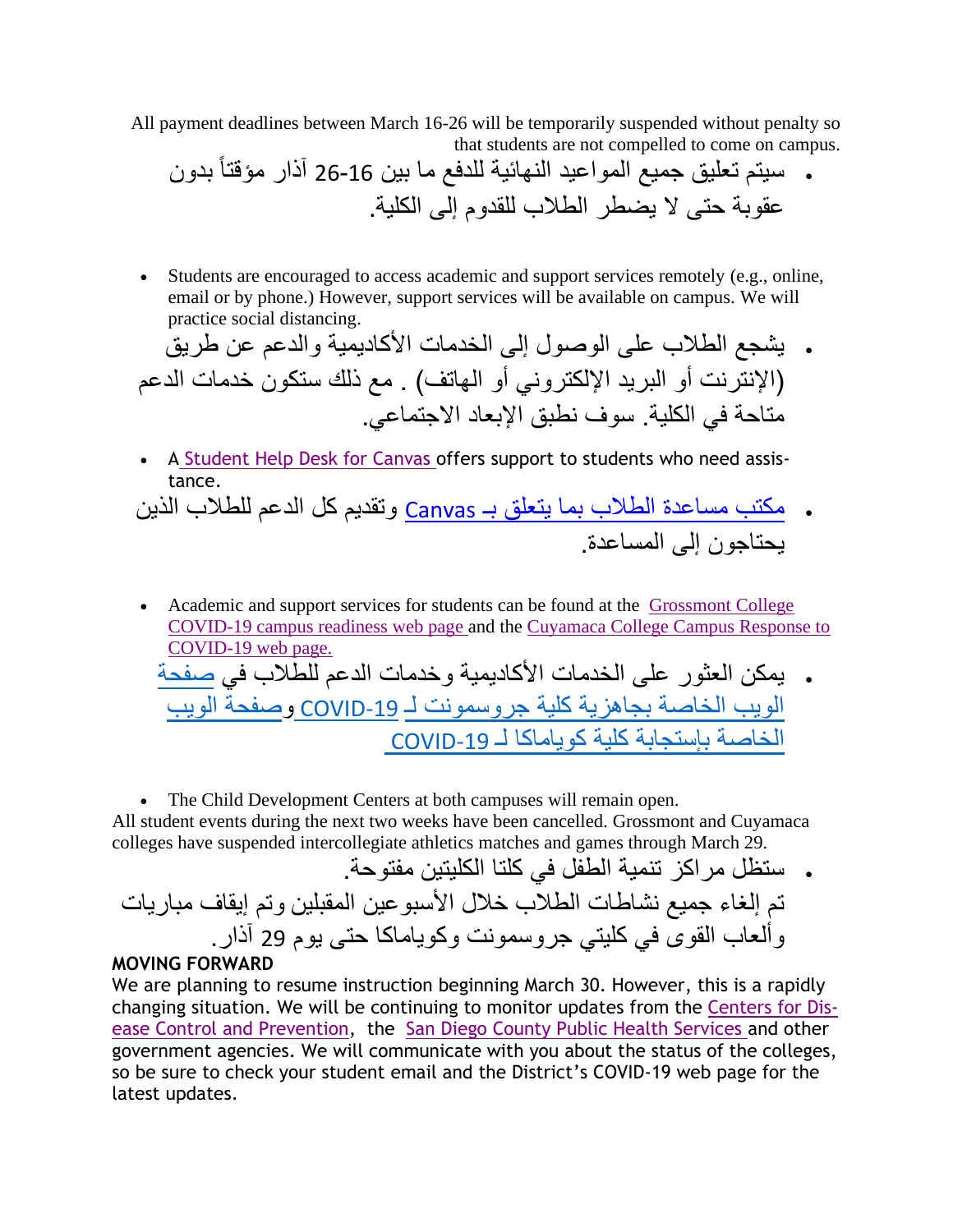All payment deadlines between March 16-26 will be temporarily suspended without penalty so that students are not compelled to come on campus.

- سيتم تعليق جميع المواعيد النهائية للدفع ما بين 16-26 آذار مؤقتاً بدون عقوبة حتى لا يضطر الطلاب للقدوم إلى الكلية.

- Students are encouraged to access academic and support services remotely (e.g., online, email or by phone.) However, support services will be available on campus. We will practice social distancing.

- يشجع الطلاب على الوصول إلى الخدمات الأكاديمية والدعم عن طريق (الإنترنت أو البريد الإلكتروني أو الهاتف) . مع ذلك ستكون خدمات الدعم متاحة في الكلية. سوف نطبق الإبعاد الاجتماعي.

- A Student Help Desk for Canvas offers support to students who need assistance.

- مكتب مساعدة الطلاب بما يتعلق بـ Canvas وتقديم كل الدعم للطلاب الذين يحتاجون إلى المساعدة.

- Academic and support services for students can be found at the Grossmont College COVID-19 campus readiness web page and the Cuyamaca College Campus Response to COVID-19 web page.

- يمكن العثور على الخدمات الأكاديمية وخدمات الدعم للطلاب في صفحة الويب الخاصة بجاهزية كلية جروسمونت لـ COVID-19 وصفحة الويب الخاصة بإستجابة كلية كوياماكا لـ COVID-19

- The Child Development Centers at both campuses will remain open.

All student events during the next two weeks have been cancelled. Grossmont and Cuyamaca colleges have suspended intercollegiate athletics matches and games through March 29.

- ستظل مراكز تنمية الطفل في كلتا الكليتين مفتوحة.

تم إلغاء جميع نشاطات الطلاب خلال الأسبوعين المقبلين وتم إيقاف مباريات وألعاب القوى في كليتي جروسمونت وكوياماكا حتى يوم 29 آذار.

**MOVING FORWARD**

We are planning to resume instruction beginning March 30. However, this is a rapidly changing situation. We will be continuing to monitor updates from the Centers for Disease Control and Prevention, the San Diego County Public Health Services and other government agencies. We will communicate with you about the status of the colleges, so be sure to check your student email and the District's COVID-19 web page for the latest updates.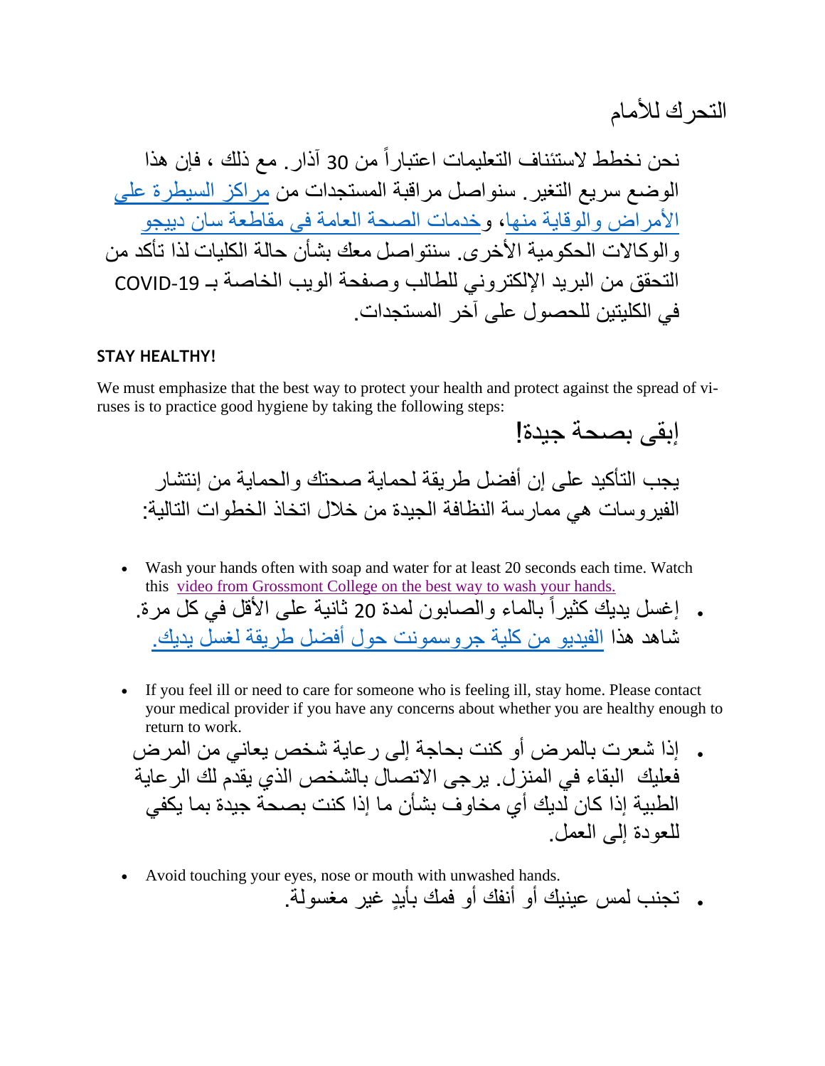التحرك للأمام

نحن نخطط لاستئناف التعليمات اعتباراً من 30 آذار. مع ذلك ، فإن هذا الوضع سريع التغير. سنواصل مراقبة المستجدات من مراكز السيطرة على الأمراض والوقاية منها، وخدمات الصحة العامة في مقاطعة سان دييجو والوكالات الحكومية الأخرى. سنتواصل معك بشأن حالة الكليات لذا تأكد من التحقق من البريد الإلكتروني للطالب وصفحة الويب الخاصة بـ COVID-19 في الكليتين للحصول على آخر المستجدات.

**STAY HEALTHY!**

We must emphasize that the best way to protect your health and protect against the spread of viruses is to practice good hygiene by taking the following steps:

إبقى بصحة جيدة!

يجب التأكيد على إن أفضل طريقة لحماية صحتك والحماية من إنتشار الفيروسات هي ممارسة النظافة الجيدة من خلال اتخاذ الخطوات التالية:

- Wash your hands often with soap and water for at least 20 seconds each time. Watch this video from Grossmont College on the best way to wash your hands.
- إغسل يديك كثيراً بالماء والصابون لمدة 20 ثانية على الأقل في كل مرة. شاهد هذا الفيديو من كلية جروسمونت حول أفضل طريقة لغسل يديك.

- If you feel ill or need to care for someone who is feeling ill, stay home. Please contact your medical provider if you have any concerns about whether you are healthy enough to return to work.
- إذا شعرت بالمرض أو كنت بحاجة إلى رعاية شخص يعاني من المرض فعليك البقاء في المنزل. يرجى الاتصال بالشخص الذي يقدم لك الرعاية الطبية إذا كان لديك أي مخاوف بشأن ما إذا كنت بصحة جيدة بما يكفي للعودة إلى العمل.

- Avoid touching your eyes, nose or mouth with unwashed hands.
- تجنب لمس عينيك أو أنفك أو فمك بأيدٍ غير مغسولة.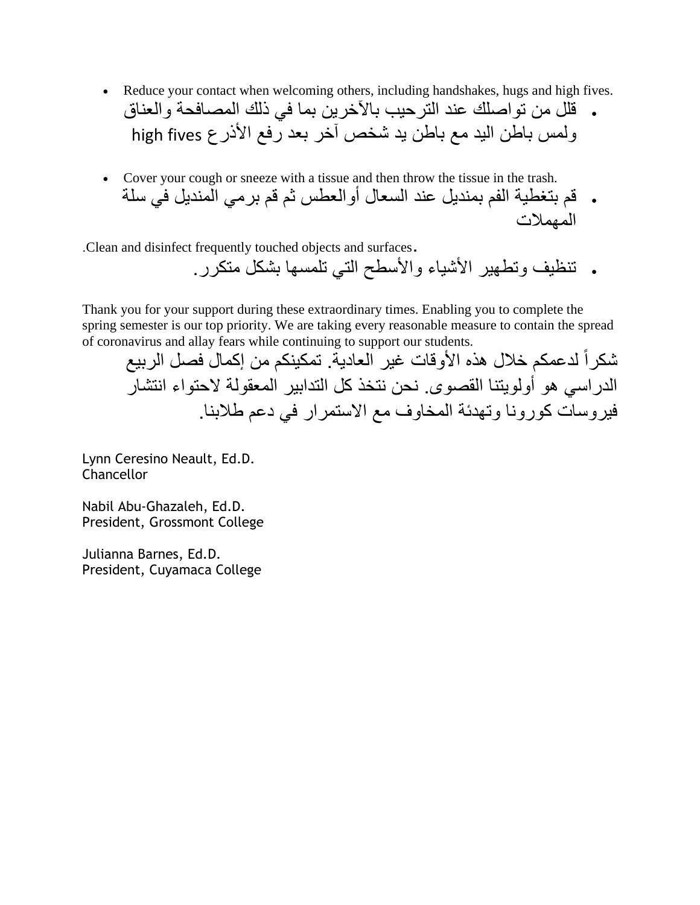- Reduce your contact when welcoming others, including handshakes, hugs and high fives.
- قلل من تواصلك عند الترحيب بالآخرين بما في ذلك المصافحة والعناق ولمس باطن اليد مع باطن يد شخص آخر بعد رفع الأذرع high fives

- Cover your cough or sneeze with a tissue and then throw the tissue in the trash.
- قم بتغطية الفم بمنديل عند السعال أوالعطس ثم قم برمي المنديل في سلة المهملات

.Clean and disinfect frequently touched objects and surfaces.

- تنظيف وتطهير الأشياء والأسطح التي تلمسها بشكل متكرر.

Thank you for your support during these extraordinary times. Enabling you to complete the spring semester is our top priority. We are taking every reasonable measure to contain the spread of coronavirus and allay fears while continuing to support our students.

شكراً لدعمكم خلال هذه الأوقات غير العادية. تمكينكم من إكمال فصل الربيع الدراسي هو أولويتنا القصوى. نحن نتخذ كل التدابير المعقولة لاحتواء انتشار فيروسات كورونا وتهدئة المخاوف مع الاستمرار في دعم طلابنا.

Lynn Ceresino Neault, Ed.D.
Chancellor

Nabil Abu-Ghazaleh, Ed.D.
President, Grossmont College

Julianna Barnes, Ed.D.
President, Cuyamaca College